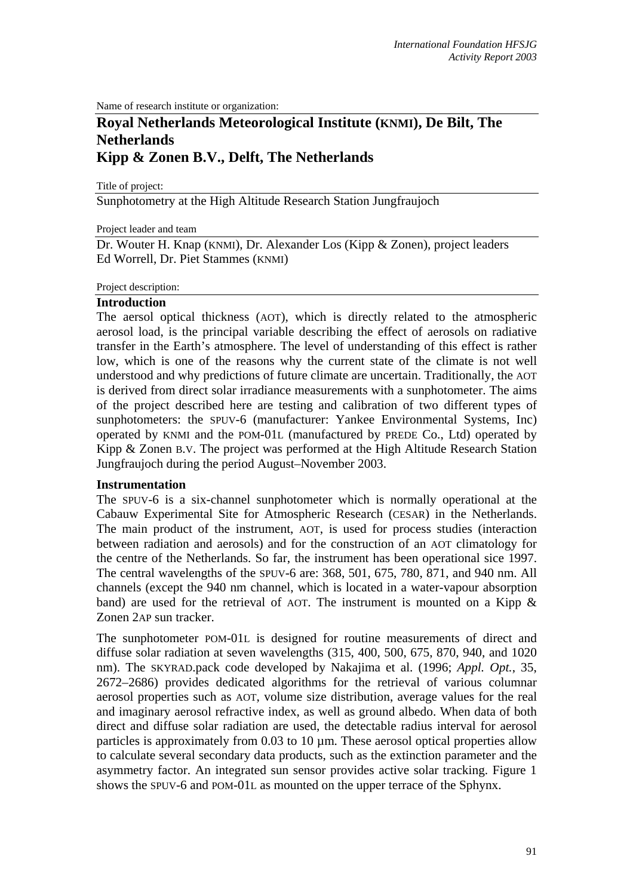Name of research institute or organization:

# Royal Netherlands Meteorological Institute (KNMI), De Bilt, The Netherlands
# Kipp & Zonen B.V., Delft, The Netherlands

Title of project:

Sunphotometry at the High Altitude Research Station Jungfraujoch

Project leader and team

Dr. Wouter H. Knap (KNMI), Dr. Alexander Los (Kipp & Zonen), project leaders
Ed Worrell, Dr. Piet Stammes (KNMI)

Project description:

## Introduction

The aersol optical thickness (AOT), which is directly related to the atmospheric aerosol load, is the principal variable describing the effect of aerosols on radiative transfer in the Earth's atmosphere. The level of understanding of this effect is rather low, which is one of the reasons why the current state of the climate is not well understood and why predictions of future climate are uncertain. Traditionally, the AOT is derived from direct solar irradiance measurements with a sunphotometer. The aims of the project described here are testing and calibration of two different types of sunphotometers: the SPUV-6 (manufacturer: Yankee Environmental Systems, Inc) operated by KNMI and the POM-01L (manufactured by PREDE Co., Ltd) operated by Kipp & Zonen B.V. The project was performed at the High Altitude Research Station Jungfraujoch during the period August–November 2003.

## Instrumentation

The SPUV-6 is a six-channel sunphotometer which is normally operational at the Cabauw Experimental Site for Atmospheric Research (CESAR) in the Netherlands. The main product of the instrument, AOT, is used for process studies (interaction between radiation and aerosols) and for the construction of an AOT climatology for the centre of the Netherlands. So far, the instrument has been operational sice 1997. The central wavelengths of the SPUV-6 are: 368, 501, 675, 780, 871, and 940 nm. All channels (except the 940 nm channel, which is located in a water-vapour absorption band) are used for the retrieval of AOT. The instrument is mounted on a Kipp & Zonen 2AP sun tracker.

The sunphotometer POM-01L is designed for routine measurements of direct and diffuse solar radiation at seven wavelengths (315, 400, 500, 675, 870, 940, and 1020 nm). The SKYRAD.pack code developed by Nakajima et al. (1996; *Appl. Opt.*, 35, 2672–2686) provides dedicated algorithms for the retrieval of various columnar aerosol properties such as AOT, volume size distribution, average values for the real and imaginary aerosol refractive index, as well as ground albedo. When data of both direct and diffuse solar radiation are used, the detectable radius interval for aerosol particles is approximately from 0.03 to 10 µm. These aerosol optical properties allow to calculate several secondary data products, such as the extinction parameter and the asymmetry factor. An integrated sun sensor provides active solar tracking. Figure 1 shows the SPUV-6 and POM-01L as mounted on the upper terrace of the Sphynx.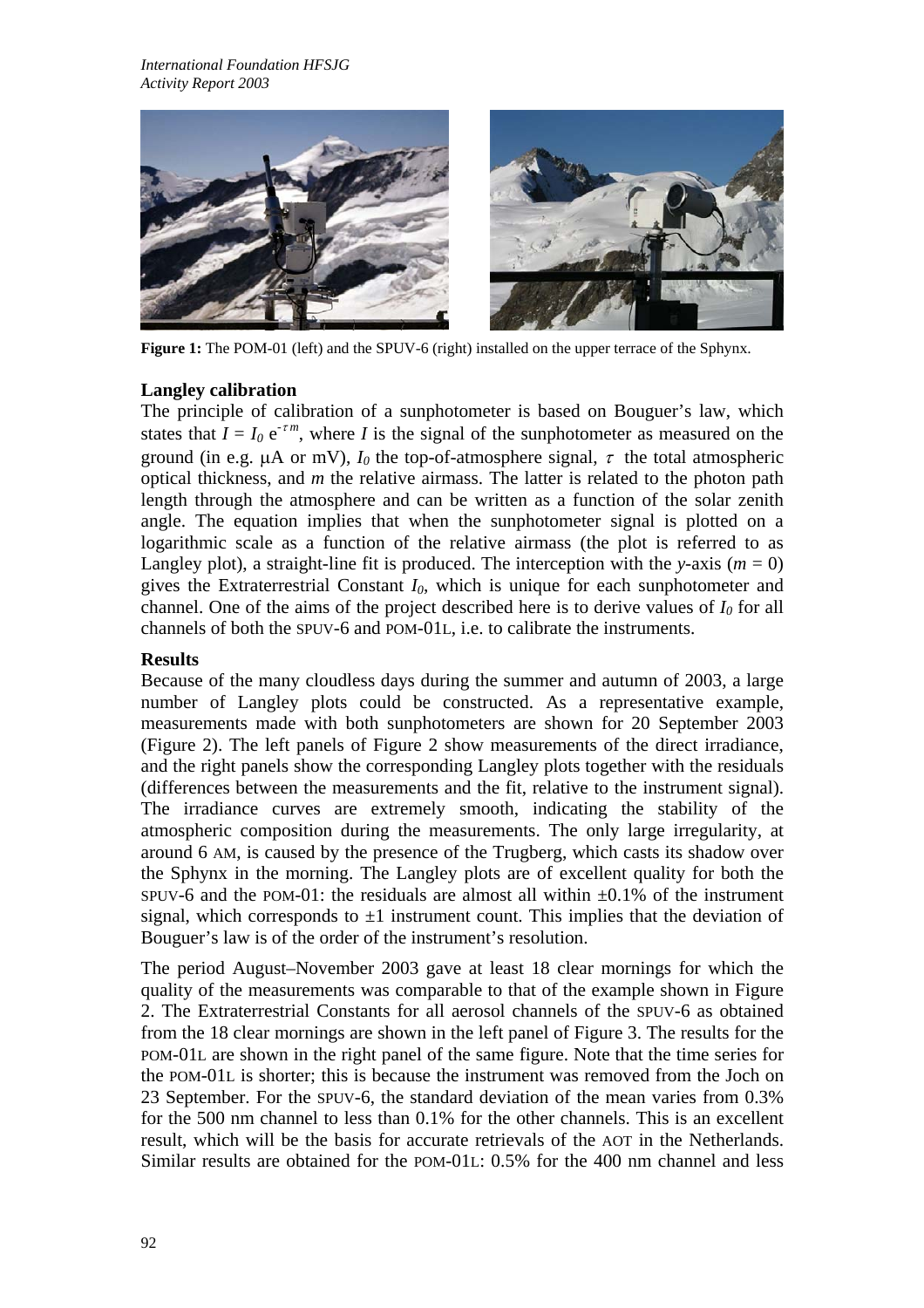**Figure 1:** The POM-01 (left) and the SPUV-6 (right) installed on the upper terrace of the Sphynx.

**Langley calibration**

The principle of calibration of a sunphotometer is based on Bouguer's law, which states that $I = I_0 \, e^{-\tau m}$, where $I$ is the signal of the sunphotometer as measured on the ground (in e.g. μA or mV), $I_0$ the top-of-atmosphere signal, $\tau$ the total atmospheric optical thickness, and $m$ the relative airmass. The latter is related to the photon path length through the atmosphere and can be written as a function of the solar zenith angle. The equation implies that when the sunphotometer signal is plotted on a logarithmic scale as a function of the relative airmass (the plot is referred to as Langley plot), a straight-line fit is produced. The interception with the *y*-axis ($m = 0$) gives the Extraterrestrial Constant $I_0$, which is unique for each sunphotometer and channel. One of the aims of the project described here is to derive values of $I_0$ for all channels of both the SPUV-6 and POM-01L, i.e. to calibrate the instruments.

**Results**

Because of the many cloudless days during the summer and autumn of 2003, a large number of Langley plots could be constructed. As a representative example, measurements made with both sunphotometers are shown for 20 September 2003 (Figure 2). The left panels of Figure 2 show measurements of the direct irradiance, and the right panels show the corresponding Langley plots together with the residuals (differences between the measurements and the fit, relative to the instrument signal). The irradiance curves are extremely smooth, indicating the stability of the atmospheric composition during the measurements. The only large irregularity, at around 6 AM, is caused by the presence of the Trugberg, which casts its shadow over the Sphynx in the morning. The Langley plots are of excellent quality for both the SPUV-6 and the POM-01: the residuals are almost all within ±0.1% of the instrument signal, which corresponds to ±1 instrument count. This implies that the deviation of Bouguer's law is of the order of the instrument's resolution.

The period August–November 2003 gave at least 18 clear mornings for which the quality of the measurements was comparable to that of the example shown in Figure 2. The Extraterrestrial Constants for all aerosol channels of the SPUV-6 as obtained from the 18 clear mornings are shown in the left panel of Figure 3. The results for the POM-01L are shown in the right panel of the same figure. Note that the time series for the POM-01L is shorter; this is because the instrument was removed from the Joch on 23 September. For the SPUV-6, the standard deviation of the mean varies from 0.3% for the 500 nm channel to less than 0.1% for the other channels. This is an excellent result, which will be the basis for accurate retrievals of the AOT in the Netherlands. Similar results are obtained for the POM-01L: 0.5% for the 400 nm channel and less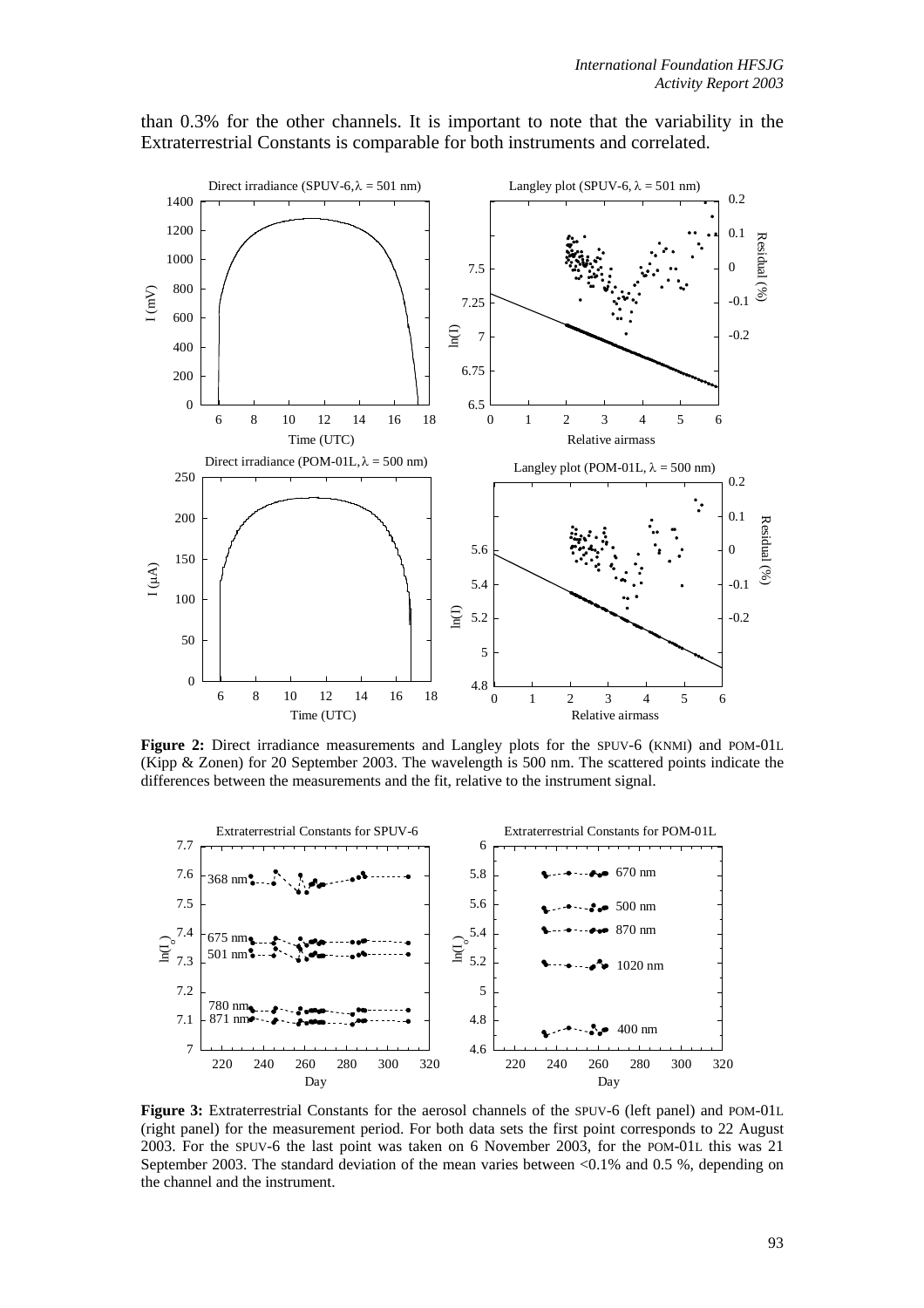than 0.3% for the other channels. It is important to note that the variability in the Extraterrestrial Constants is comparable for both instruments and correlated.

**Figure 2:** Direct irradiance measurements and Langley plots for the SPUV-6 (KNMI) and POM-01L (Kipp & Zonen) for 20 September 2003. The wavelength is 500 nm. The scattered points indicate the differences between the measurements and the fit, relative to the instrument signal.

**Figure 3:** Extraterrestrial Constants for the aerosol channels of the SPUV-6 (left panel) and POM-01L (right panel) for the measurement period. For both data sets the first point corresponds to 22 August 2003. For the SPUV-6 the last point was taken on 6 November 2003, for the POM-01L this was 21 September 2003. The standard deviation of the mean varies between <0.1% and 0.5 %, depending on the channel and the instrument.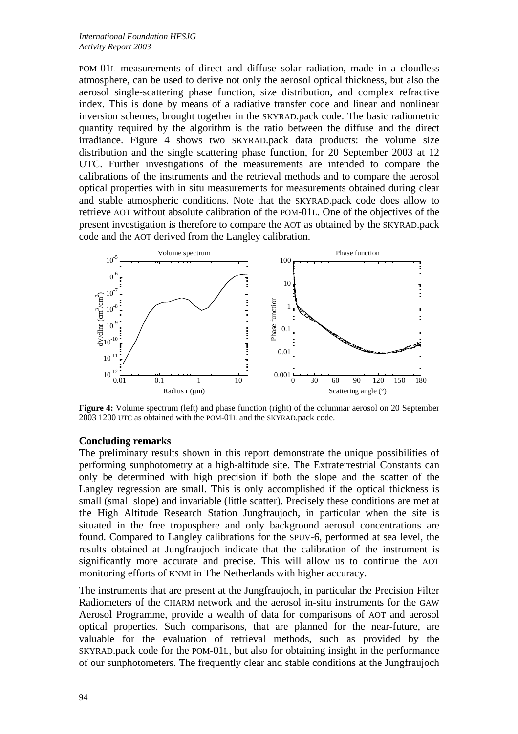POM-01L measurements of direct and diffuse solar radiation, made in a cloudless atmosphere, can be used to derive not only the aerosol optical thickness, but also the aerosol single-scattering phase function, size distribution, and complex refractive index. This is done by means of a radiative transfer code and linear and nonlinear inversion schemes, brought together in the SKYRAD.pack code. The basic radiometric quantity required by the algorithm is the ratio between the diffuse and the direct irradiance. Figure 4 shows two SKYRAD.pack data products: the volume size distribution and the single scattering phase function, for 20 September 2003 at 12 UTC. Further investigations of the measurements are intended to compare the calibrations of the instruments and the retrieval methods and to compare the aerosol optical properties with in situ measurements for measurements obtained during clear and stable atmospheric conditions. Note that the SKYRAD.pack code does allow to retrieve AOT without absolute calibration of the POM-01L. One of the objectives of the present investigation is therefore to compare the AOT as obtained by the SKYRAD.pack code and the AOT derived from the Langley calibration.

**Figure 4:** Volume spectrum (left) and phase function (right) of the columnar aerosol on 20 September 2003 1200 UTC as obtained with the POM-01L and the SKYRAD.pack code.

## Concluding remarks

The preliminary results shown in this report demonstrate the unique possibilities of performing sunphotometry at a high-altitude site. The Extraterrestrial Constants can only be determined with high precision if both the slope and the scatter of the Langley regression are small. This is only accomplished if the optical thickness is small (small slope) and invariable (little scatter). Precisely these conditions are met at the High Altitude Research Station Jungfraujoch, in particular when the site is situated in the free troposphere and only background aerosol concentrations are found. Compared to Langley calibrations for the SPUV-6, performed at sea level, the results obtained at Jungfraujoch indicate that the calibration of the instrument is significantly more accurate and precise. This will allow us to continue the AOT monitoring efforts of KNMI in The Netherlands with higher accuracy.

The instruments that are present at the Jungfraujoch, in particular the Precision Filter Radiometers of the CHARM network and the aerosol in-situ instruments for the GAW Aerosol Programme, provide a wealth of data for comparisons of AOT and aerosol optical properties. Such comparisons, that are planned for the near-future, are valuable for the evaluation of retrieval methods, such as provided by the SKYRAD.pack code for the POM-01L, but also for obtaining insight in the performance of our sunphotometers. The frequently clear and stable conditions at the Jungfraujoch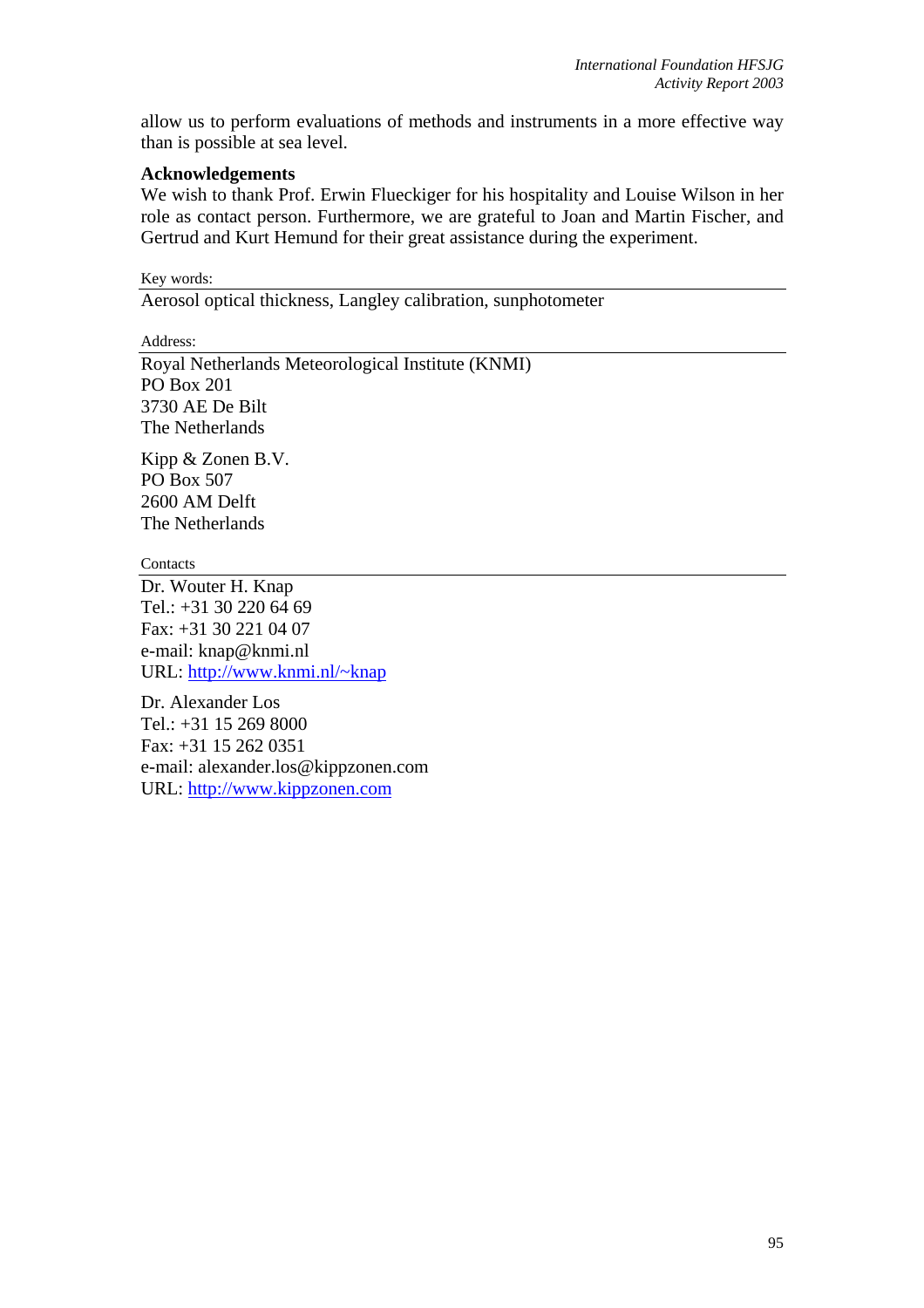allow us to perform evaluations of methods and instruments in a more effective way than is possible at sea level.

**Acknowledgements**

We wish to thank Prof. Erwin Flueckiger for his hospitality and Louise Wilson in her role as contact person. Furthermore, we are grateful to Joan and Martin Fischer, and Gertrud and Kurt Hemund for their great assistance during the experiment.

Key words:

Aerosol optical thickness, Langley calibration, sunphotometer

Address:

Royal Netherlands Meteorological Institute (KNMI)
PO Box 201
3730 AE De Bilt
The Netherlands

Kipp & Zonen B.V.
PO Box 507
2600 AM Delft
The Netherlands

Contacts

Dr. Wouter H. Knap
Tel.: +31 30 220 64 69
Fax: +31 30 221 04 07
e-mail: knap@knmi.nl
URL: http://www.knmi.nl/~knap

Dr. Alexander Los
Tel.: +31 15 269 8000
Fax: +31 15 262 0351
e-mail: alexander.los@kippzonen.com
URL: http://www.kippzonen.com